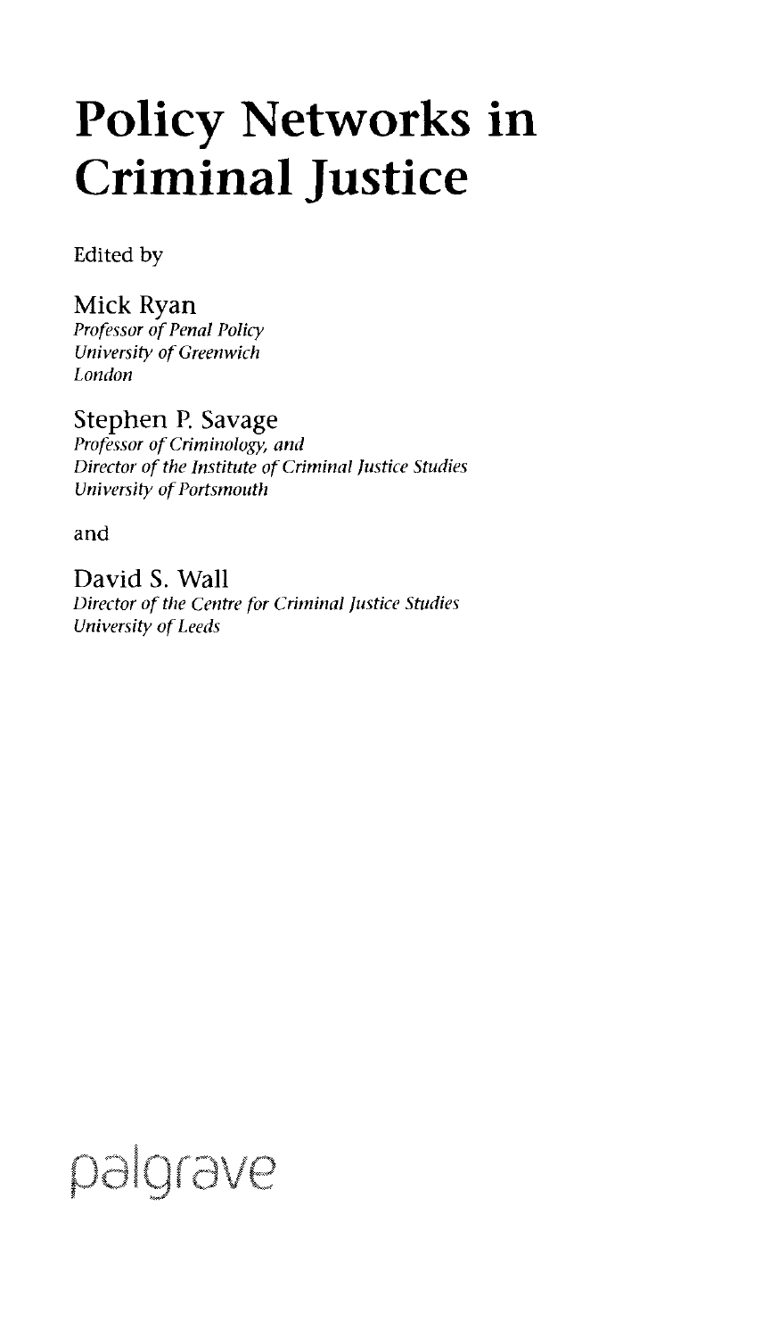# Policy Networks in Criminal Justice

Edited by

Mick Ryan
*Professor of Penal Policy*
*University of Greenwich*
*London*

Stephen P. Savage
*Professor of Criminology, and*
*Director of the Institute of Criminal Justice Studies*
*University of Portsmouth*

and

David S. Wall
*Director of the Centre for Criminal Justice Studies*
*University of Leeds*

palgrave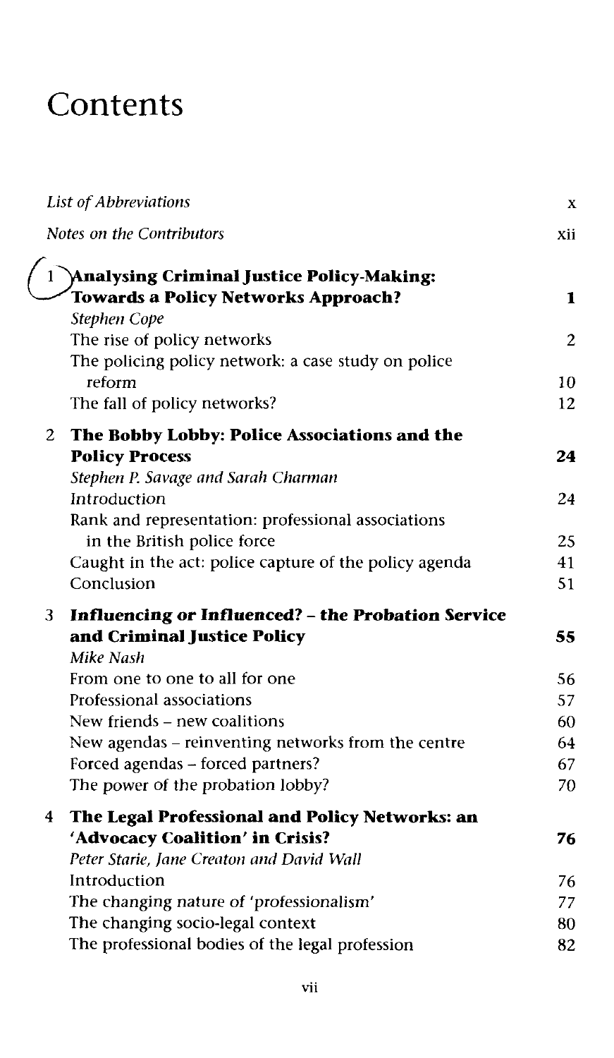# Contents

| | |
|---|---|
| *List of Abbreviations* | x |
| *Notes on the Contributors* | xii |
| **1 Analysing Criminal Justice Policy-Making: Towards a Policy Networks Approach?** | **1** |
| *Stephen Cope* | |
| The rise of policy networks | 2 |
| The policing policy network: a case study on police reform | 10 |
| The fall of policy networks? | 12 |
| **2 The Bobby Lobby: Police Associations and the Policy Process** | **24** |
| *Stephen P. Savage and Sarah Charman* | |
| Introduction | 24 |
| Rank and representation: professional associations in the British police force | 25 |
| Caught in the act: police capture of the policy agenda | 41 |
| Conclusion | 51 |
| **3 Influencing or Influenced? – the Probation Service and Criminal Justice Policy** | **55** |
| *Mike Nash* | |
| From one to one to all for one | 56 |
| Professional associations | 57 |
| New friends – new coalitions | 60 |
| New agendas – reinventing networks from the centre | 64 |
| Forced agendas – forced partners? | 67 |
| The power of the probation lobby? | 70 |
| **4 The Legal Professional and Policy Networks: an 'Advocacy Coalition' in Crisis?** | **76** |
| *Peter Starie, Jane Creaton and David Wall* | |
| Introduction | 76 |
| The changing nature of 'professionalism' | 77 |
| The changing socio-legal context | 80 |
| The professional bodies of the legal profession | 82 |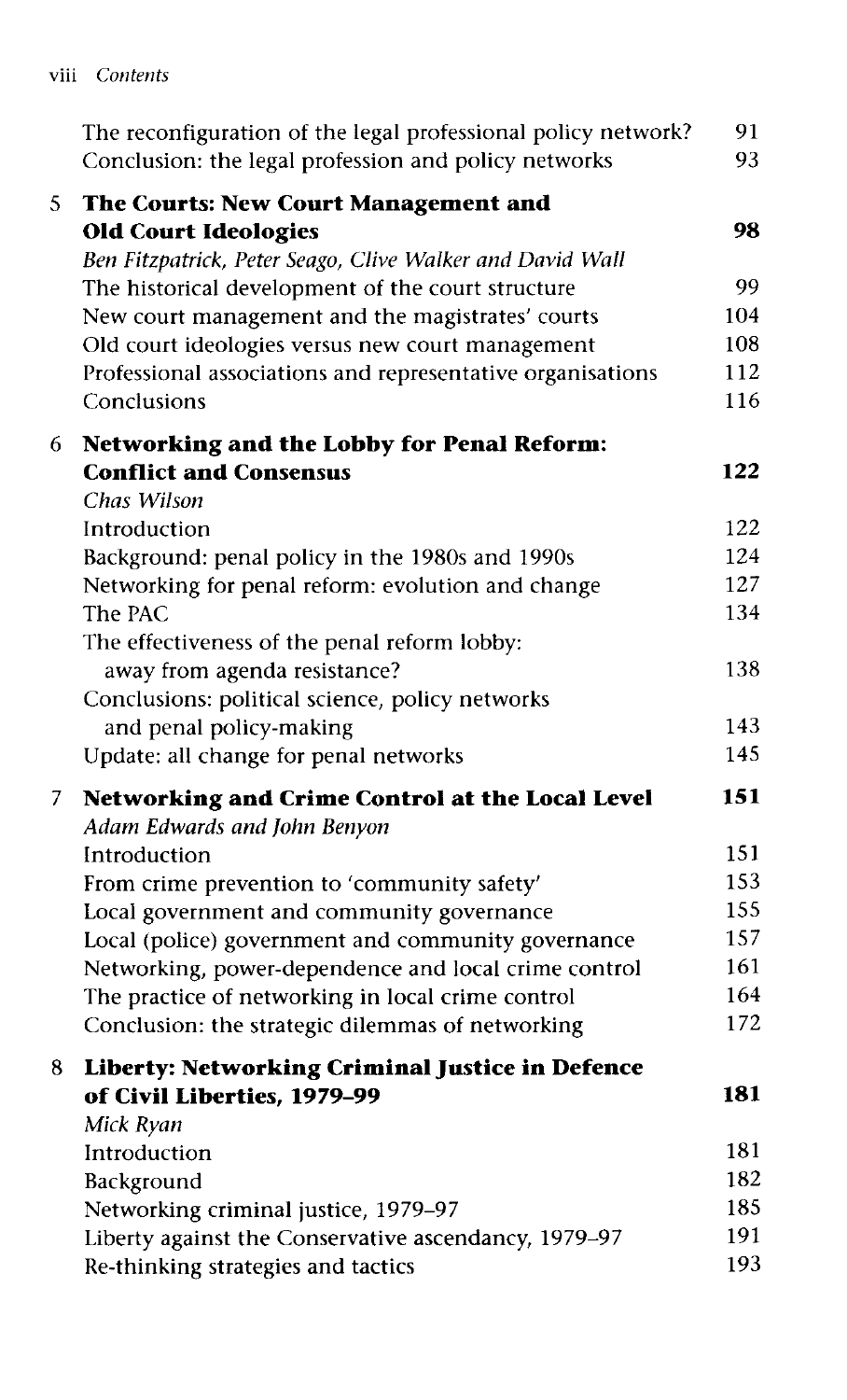| | |
|---|---|
| The reconfiguration of the legal professional policy network? | 91 |
| Conclusion: the legal profession and policy networks | 93 |
| **5 The Courts: New Court Management and Old Court Ideologies** | **98** |
| *Ben Fitzpatrick, Peter Seago, Clive Walker and David Wall* | |
| The historical development of the court structure | 99 |
| New court management and the magistrates' courts | 104 |
| Old court ideologies versus new court management | 108 |
| Professional associations and representative organisations | 112 |
| Conclusions | 116 |
| **6 Networking and the Lobby for Penal Reform: Conflict and Consensus** | **122** |
| *Chas Wilson* | |
| Introduction | 122 |
| Background: penal policy in the 1980s and 1990s | 124 |
| Networking for penal reform: evolution and change | 127 |
| The PAC | 134 |
| The effectiveness of the penal reform lobby: away from agenda resistance? | 138 |
| Conclusions: political science, policy networks and penal policy-making | 143 |
| Update: all change for penal networks | 145 |
| **7 Networking and Crime Control at the Local Level** | **151** |
| *Adam Edwards and John Benyon* | |
| Introduction | 151 |
| From crime prevention to 'community safety' | 153 |
| Local government and community governance | 155 |
| Local (police) government and community governance | 157 |
| Networking, power-dependence and local crime control | 161 |
| The practice of networking in local crime control | 164 |
| Conclusion: the strategic dilemmas of networking | 172 |
| **8 Liberty: Networking Criminal Justice in Defence of Civil Liberties, 1979–99** | **181** |
| *Mick Ryan* | |
| Introduction | 181 |
| Background | 182 |
| Networking criminal justice, 1979–97 | 185 |
| Liberty against the Conservative ascendancy, 1979–97 | 191 |
| Re-thinking strategies and tactics | 193 |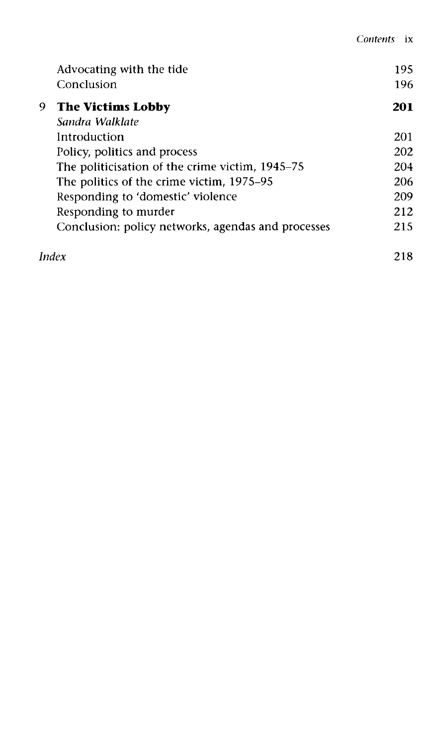Advocating with the tide 195
Conclusion 196

**9 The Victims Lobby** **201**
*Sandra Walklate*
Introduction 201
Policy, politics and process 202
The politicisation of the crime victim, 1945–75 204
The politics of the crime victim, 1975–95 206
Responding to 'domestic' violence 209
Responding to murder 212
Conclusion: policy networks, agendas and processes 215

*Index* 218